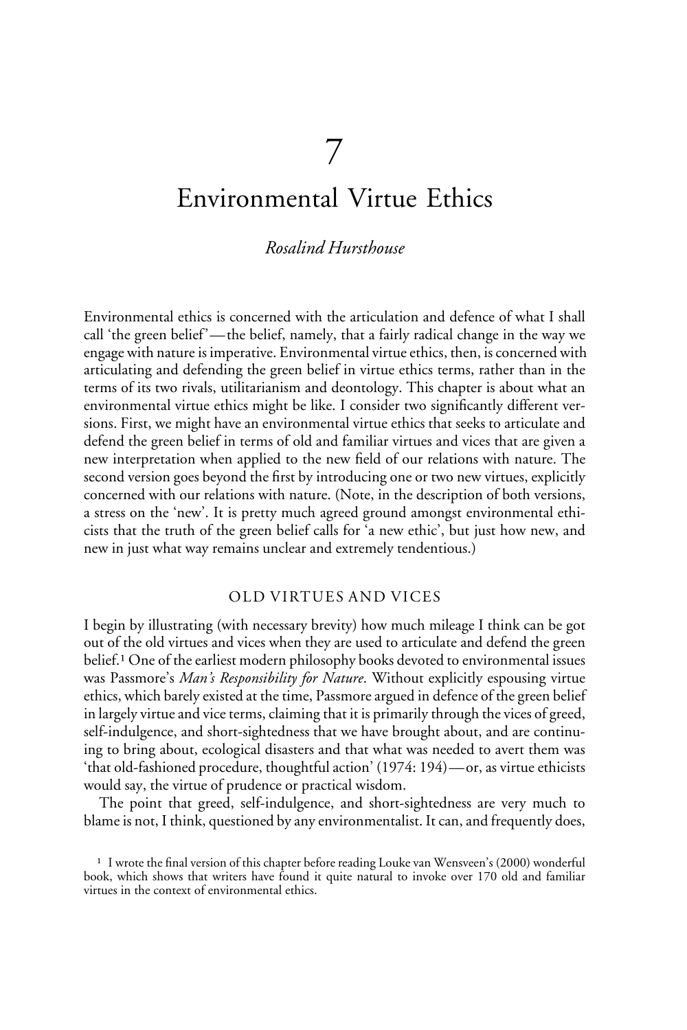# 7

# Environmental Virtue Ethics

*Rosalind Hursthouse*

Environmental ethics is concerned with the articulation and defence of what I shall call 'the green belief'—the belief, namely, that a fairly radical change in the way we engage with nature is imperative. Environmental virtue ethics, then, is concerned with articulating and defending the green belief in virtue ethics terms, rather than in the terms of its two rivals, utilitarianism and deontology. This chapter is about what an environmental virtue ethics might be like. I consider two significantly different versions. First, we might have an environmental virtue ethics that seeks to articulate and defend the green belief in terms of old and familiar virtues and vices that are given a new interpretation when applied to the new field of our relations with nature. The second version goes beyond the first by introducing one or two new virtues, explicitly concerned with our relations with nature. (Note, in the description of both versions, a stress on the 'new'. It is pretty much agreed ground amongst environmental ethicists that the truth of the green belief calls for 'a new ethic', but just how new, and new in just what way remains unclear and extremely tendentious.)

## OLD VIRTUES AND VICES

I begin by illustrating (with necessary brevity) how much mileage I think can be got out of the old virtues and vices when they are used to articulate and defend the green belief.[1] One of the earliest modern philosophy books devoted to environmental issues was Passmore's *Man's Responsibility for Nature*. Without explicitly espousing virtue ethics, which barely existed at the time, Passmore argued in defence of the green belief in largely virtue and vice terms, claiming that it is primarily through the vices of greed, self-indulgence, and short-sightedness that we have brought about, and are continuing to bring about, ecological disasters and that what was needed to avert them was 'that old-fashioned procedure, thoughtful action' (1974: 194)—or, as virtue ethicists would say, the virtue of prudence or practical wisdom.

The point that greed, self-indulgence, and short-sightedness are very much to blame is not, I think, questioned by any environmentalist. It can, and frequently does,

[1] I wrote the final version of this chapter before reading Louke van Wensveen's (2000) wonderful book, which shows that writers have found it quite natural to invoke over 170 old and familiar virtues in the context of environmental ethics.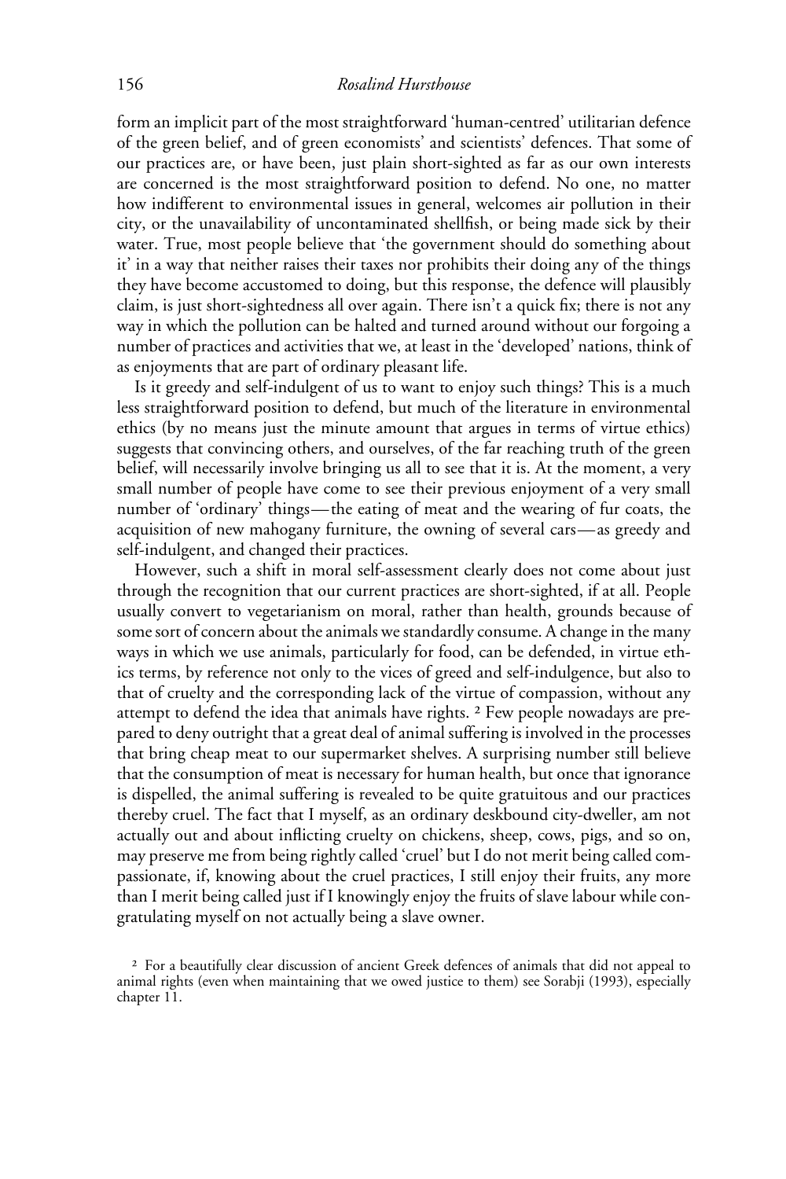form an implicit part of the most straightforward 'human-centred' utilitarian defence of the green belief, and of green economists' and scientists' defences. That some of our practices are, or have been, just plain short-sighted as far as our own interests are concerned is the most straightforward position to defend. No one, no matter how indifferent to environmental issues in general, welcomes air pollution in their city, or the unavailability of uncontaminated shellfish, or being made sick by their water. True, most people believe that 'the government should do something about it' in a way that neither raises their taxes nor prohibits their doing any of the things they have become accustomed to doing, but this response, the defence will plausibly claim, is just short-sightedness all over again. There isn't a quick fix; there is not any way in which the pollution can be halted and turned around without our forgoing a number of practices and activities that we, at least in the 'developed' nations, think of as enjoyments that are part of ordinary pleasant life.

Is it greedy and self-indulgent of us to want to enjoy such things? This is a much less straightforward position to defend, but much of the literature in environmental ethics (by no means just the minute amount that argues in terms of virtue ethics) suggests that convincing others, and ourselves, of the far reaching truth of the green belief, will necessarily involve bringing us all to see that it is. At the moment, a very small number of people have come to see their previous enjoyment of a very small number of 'ordinary' things—the eating of meat and the wearing of fur coats, the acquisition of new mahogany furniture, the owning of several cars—as greedy and self-indulgent, and changed their practices.

However, such a shift in moral self-assessment clearly does not come about just through the recognition that our current practices are short-sighted, if at all. People usually convert to vegetarianism on moral, rather than health, grounds because of some sort of concern about the animals we standardly consume. A change in the many ways in which we use animals, particularly for food, can be defended, in virtue ethics terms, by reference not only to the vices of greed and self-indulgence, but also to that of cruelty and the corresponding lack of the virtue of compassion, without any attempt to defend the idea that animals have rights. [2] Few people nowadays are prepared to deny outright that a great deal of animal suffering is involved in the processes that bring cheap meat to our supermarket shelves. A surprising number still believe that the consumption of meat is necessary for human health, but once that ignorance is dispelled, the animal suffering is revealed to be quite gratuitous and our practices thereby cruel. The fact that I myself, as an ordinary deskbound city-dweller, am not actually out and about inflicting cruelty on chickens, sheep, cows, pigs, and so on, may preserve me from being rightly called 'cruel' but I do not merit being called compassionate, if, knowing about the cruel practices, I still enjoy their fruits, any more than I merit being called just if I knowingly enjoy the fruits of slave labour while congratulating myself on not actually being a slave owner.

[2] For a beautifully clear discussion of ancient Greek defences of animals that did not appeal to animal rights (even when maintaining that we owed justice to them) see Sorabji (1993), especially chapter 11.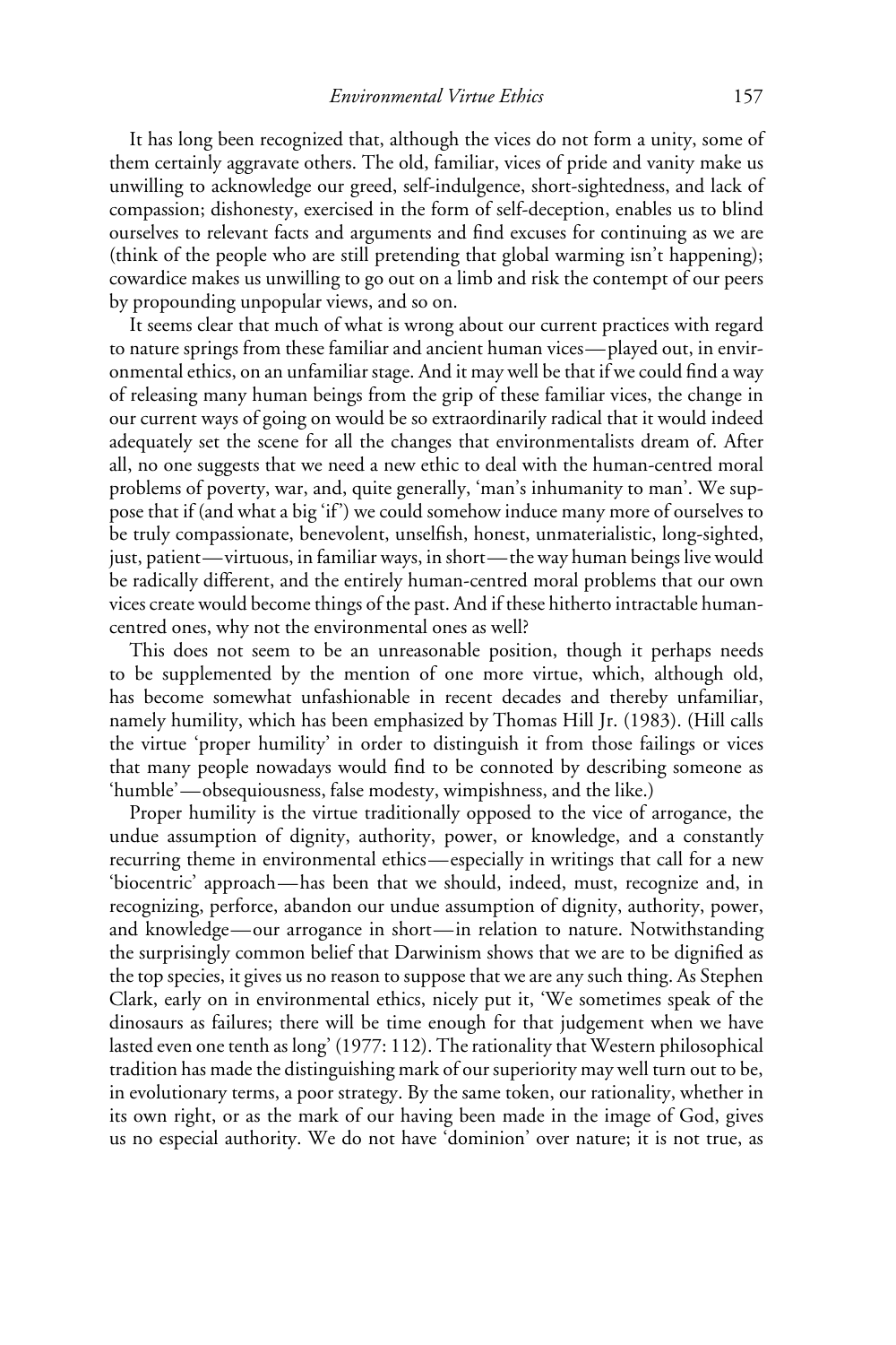It has long been recognized that, although the vices do not form a unity, some of them certainly aggravate others. The old, familiar, vices of pride and vanity make us unwilling to acknowledge our greed, self-indulgence, short-sightedness, and lack of compassion; dishonesty, exercised in the form of self-deception, enables us to blind ourselves to relevant facts and arguments and find excuses for continuing as we are (think of the people who are still pretending that global warming isn't happening); cowardice makes us unwilling to go out on a limb and risk the contempt of our peers by propounding unpopular views, and so on.

It seems clear that much of what is wrong about our current practices with regard to nature springs from these familiar and ancient human vices—played out, in environmental ethics, on an unfamiliar stage. And it may well be that if we could find a way of releasing many human beings from the grip of these familiar vices, the change in our current ways of going on would be so extraordinarily radical that it would indeed adequately set the scene for all the changes that environmentalists dream of. After all, no one suggests that we need a new ethic to deal with the human-centred moral problems of poverty, war, and, quite generally, 'man's inhumanity to man'. We suppose that if (and what a big 'if') we could somehow induce many more of ourselves to be truly compassionate, benevolent, unselfish, honest, unmaterialistic, long-sighted, just, patient—virtuous, in familiar ways, in short—the way human beings live would be radically different, and the entirely human-centred moral problems that our own vices create would become things of the past. And if these hitherto intractable human-centred ones, why not the environmental ones as well?

This does not seem to be an unreasonable position, though it perhaps needs to be supplemented by the mention of one more virtue, which, although old, has become somewhat unfashionable in recent decades and thereby unfamiliar, namely humility, which has been emphasized by Thomas Hill Jr. (1983). (Hill calls the virtue 'proper humility' in order to distinguish it from those failings or vices that many people nowadays would find to be connoted by describing someone as 'humble'—obsequiousness, false modesty, wimpishness, and the like.)

Proper humility is the virtue traditionally opposed to the vice of arrogance, the undue assumption of dignity, authority, power, or knowledge, and a constantly recurring theme in environmental ethics—especially in writings that call for a new 'biocentric' approach—has been that we should, indeed, must, recognize and, in recognizing, perforce, abandon our undue assumption of dignity, authority, power, and knowledge—our arrogance in short—in relation to nature. Notwithstanding the surprisingly common belief that Darwinism shows that we are to be dignified as the top species, it gives us no reason to suppose that we are any such thing. As Stephen Clark, early on in environmental ethics, nicely put it, 'We sometimes speak of the dinosaurs as failures; there will be time enough for that judgement when we have lasted even one tenth as long' (1977: 112). The rationality that Western philosophical tradition has made the distinguishing mark of our superiority may well turn out to be, in evolutionary terms, a poor strategy. By the same token, our rationality, whether in its own right, or as the mark of our having been made in the image of God, gives us no especial authority. We do not have 'dominion' over nature; it is not true, as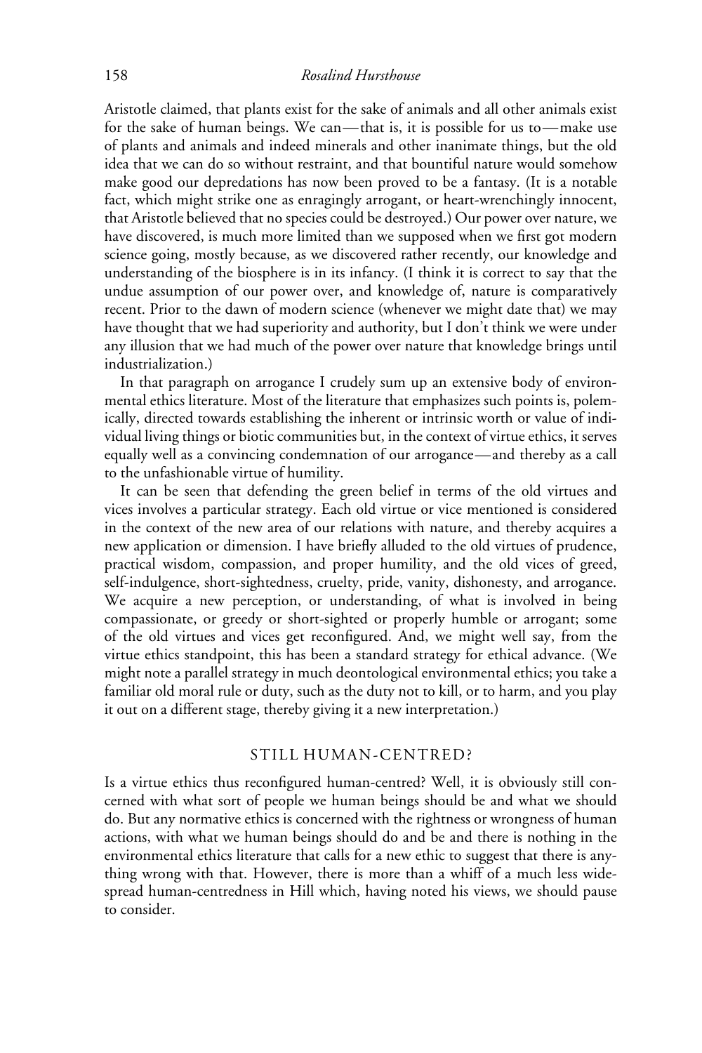Aristotle claimed, that plants exist for the sake of animals and all other animals exist for the sake of human beings. We can—that is, it is possible for us to—make use of plants and animals and indeed minerals and other inanimate things, but the old idea that we can do so without restraint, and that bountiful nature would somehow make good our depredations has now been proved to be a fantasy. (It is a notable fact, which might strike one as enragingly arrogant, or heart-wrenchingly innocent, that Aristotle believed that no species could be destroyed.) Our power over nature, we have discovered, is much more limited than we supposed when we first got modern science going, mostly because, as we discovered rather recently, our knowledge and understanding of the biosphere is in its infancy. (I think it is correct to say that the undue assumption of our power over, and knowledge of, nature is comparatively recent. Prior to the dawn of modern science (whenever we might date that) we may have thought that we had superiority and authority, but I don't think we were under any illusion that we had much of the power over nature that knowledge brings until industrialization.)

In that paragraph on arrogance I crudely sum up an extensive body of environmental ethics literature. Most of the literature that emphasizes such points is, polemically, directed towards establishing the inherent or intrinsic worth or value of individual living things or biotic communities but, in the context of virtue ethics, it serves equally well as a convincing condemnation of our arrogance—and thereby as a call to the unfashionable virtue of humility.

It can be seen that defending the green belief in terms of the old virtues and vices involves a particular strategy. Each old virtue or vice mentioned is considered in the context of the new area of our relations with nature, and thereby acquires a new application or dimension. I have briefly alluded to the old virtues of prudence, practical wisdom, compassion, and proper humility, and the old vices of greed, self-indulgence, short-sightedness, cruelty, pride, vanity, dishonesty, and arrogance. We acquire a new perception, or understanding, of what is involved in being compassionate, or greedy or short-sighted or properly humble or arrogant; some of the old virtues and vices get reconfigured. And, we might well say, from the virtue ethics standpoint, this has been a standard strategy for ethical advance. (We might note a parallel strategy in much deontological environmental ethics; you take a familiar old moral rule or duty, such as the duty not to kill, or to harm, and you play it out on a different stage, thereby giving it a new interpretation.)

## STILL HUMAN-CENTRED?

Is a virtue ethics thus reconfigured human-centred? Well, it is obviously still concerned with what sort of people we human beings should be and what we should do. But any normative ethics is concerned with the rightness or wrongness of human actions, with what we human beings should do and be and there is nothing in the environmental ethics literature that calls for a new ethic to suggest that there is anything wrong with that. However, there is more than a whiff of a much less widespread human-centredness in Hill which, having noted his views, we should pause to consider.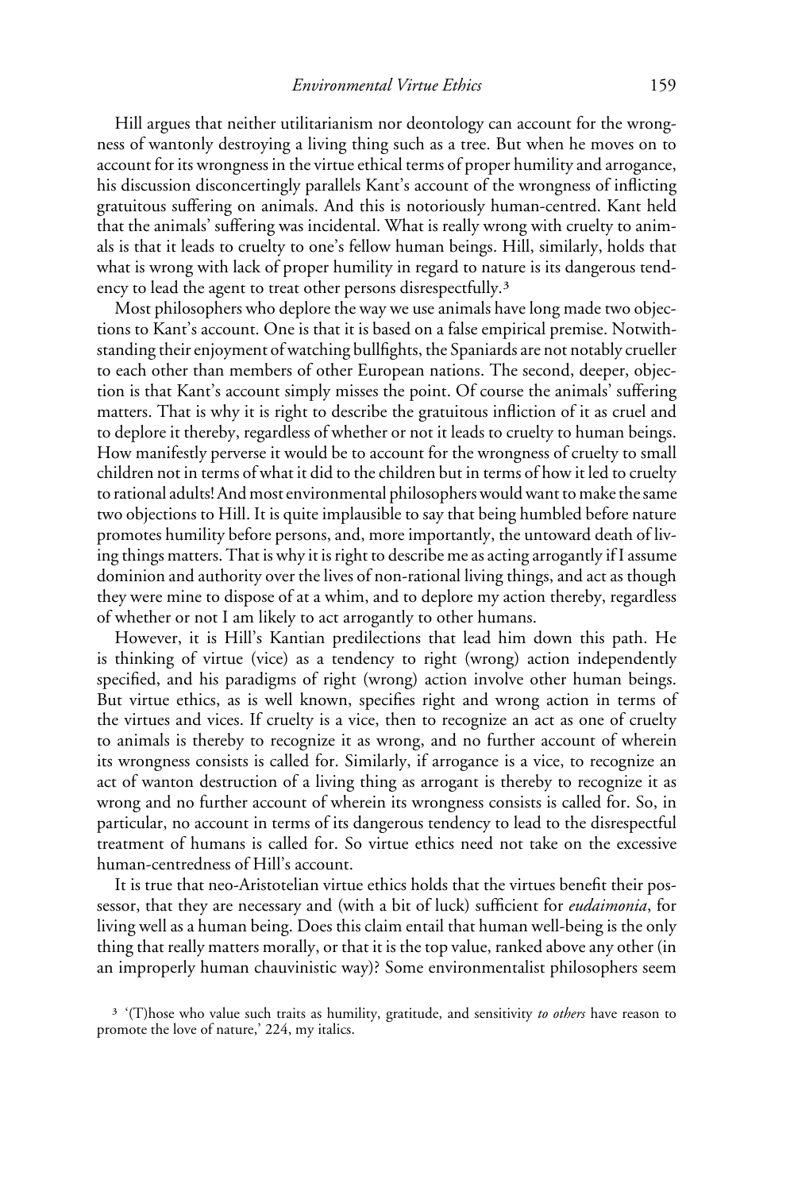Hill argues that neither utilitarianism nor deontology can account for the wrongness of wantonly destroying a living thing such as a tree. But when he moves on to account for its wrongness in the virtue ethical terms of proper humility and arrogance, his discussion disconcertingly parallels Kant's account of the wrongness of inflicting gratuitous suffering on animals. And this is notoriously human-centred. Kant held that the animals' suffering was incidental. What is really wrong with cruelty to animals is that it leads to cruelty to one's fellow human beings. Hill, similarly, holds that what is wrong with lack of proper humility in regard to nature is its dangerous tendency to lead the agent to treat other persons disrespectfully.[3]

Most philosophers who deplore the way we use animals have long made two objections to Kant's account. One is that it is based on a false empirical premise. Notwithstanding their enjoyment of watching bullfights, the Spaniards are not notably crueller to each other than members of other European nations. The second, deeper, objection is that Kant's account simply misses the point. Of course the animals' suffering matters. That is why it is right to describe the gratuitous infliction of it as cruel and to deplore it thereby, regardless of whether or not it leads to cruelty to human beings. How manifestly perverse it would be to account for the wrongness of cruelty to small children not in terms of what it did to the children but in terms of how it led to cruelty to rational adults! And most environmental philosophers would want to make the same two objections to Hill. It is quite implausible to say that being humbled before nature promotes humility before persons, and, more importantly, the untoward death of living things matters. That is why it is right to describe me as acting arrogantly if I assume dominion and authority over the lives of non-rational living things, and act as though they were mine to dispose of at a whim, and to deplore my action thereby, regardless of whether or not I am likely to act arrogantly to other humans.

However, it is Hill's Kantian predilections that lead him down this path. He is thinking of virtue (vice) as a tendency to right (wrong) action independently specified, and his paradigms of right (wrong) action involve other human beings. But virtue ethics, as is well known, specifies right and wrong action in terms of the virtues and vices. If cruelty is a vice, then to recognize an act as one of cruelty to animals is thereby to recognize it as wrong, and no further account of wherein its wrongness consists is called for. Similarly, if arrogance is a vice, to recognize an act of wanton destruction of a living thing as arrogant is thereby to recognize it as wrong and no further account of wherein its wrongness consists is called for. So, in particular, no account in terms of its dangerous tendency to lead to the disrespectful treatment of humans is called for. So virtue ethics need not take on the excessive human-centredness of Hill's account.

It is true that neo-Aristotelian virtue ethics holds that the virtues benefit their possessor, that they are necessary and (with a bit of luck) sufficient for *eudaimonia*, for living well as a human being. Does this claim entail that human well-being is the only thing that really matters morally, or that it is the top value, ranked above any other (in an improperly human chauvinistic way)? Some environmentalist philosophers seem

[3] '(T)hose who value such traits as humility, gratitude, and sensitivity *to others* have reason to promote the love of nature,' 224, my italics.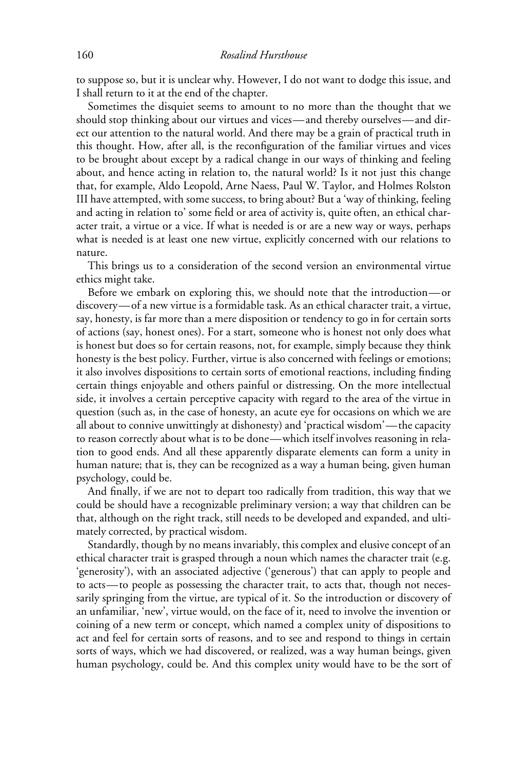to suppose so, but it is unclear why. However, I do not want to dodge this issue, and I shall return to it at the end of the chapter.

Sometimes the disquiet seems to amount to no more than the thought that we should stop thinking about our virtues and vices—and thereby ourselves—and direct our attention to the natural world. And there may be a grain of practical truth in this thought. How, after all, is the reconfiguration of the familiar virtues and vices to be brought about except by a radical change in our ways of thinking and feeling about, and hence acting in relation to, the natural world? Is it not just this change that, for example, Aldo Leopold, Arne Naess, Paul W. Taylor, and Holmes Rolston III have attempted, with some success, to bring about? But a 'way of thinking, feeling and acting in relation to' some field or area of activity is, quite often, an ethical character trait, a virtue or a vice. If what is needed is or are a new way or ways, perhaps what is needed is at least one new virtue, explicitly concerned with our relations to nature.

This brings us to a consideration of the second version an environmental virtue ethics might take.

Before we embark on exploring this, we should note that the introduction—or discovery—of a new virtue is a formidable task. As an ethical character trait, a virtue, say, honesty, is far more than a mere disposition or tendency to go in for certain sorts of actions (say, honest ones). For a start, someone who is honest not only does what is honest but does so for certain reasons, not, for example, simply because they think honesty is the best policy. Further, virtue is also concerned with feelings or emotions; it also involves dispositions to certain sorts of emotional reactions, including finding certain things enjoyable and others painful or distressing. On the more intellectual side, it involves a certain perceptive capacity with regard to the area of the virtue in question (such as, in the case of honesty, an acute eye for occasions on which we are all about to connive unwittingly at dishonesty) and 'practical wisdom'—the capacity to reason correctly about what is to be done—which itself involves reasoning in relation to good ends. And all these apparently disparate elements can form a unity in human nature; that is, they can be recognized as a way a human being, given human psychology, could be.

And finally, if we are not to depart too radically from tradition, this way that we could be should have a recognizable preliminary version; a way that children can be that, although on the right track, still needs to be developed and expanded, and ultimately corrected, by practical wisdom.

Standardly, though by no means invariably, this complex and elusive concept of an ethical character trait is grasped through a noun which names the character trait (e.g. 'generosity'), with an associated adjective ('generous') that can apply to people and to acts—to people as possessing the character trait, to acts that, though not necessarily springing from the virtue, are typical of it. So the introduction or discovery of an unfamiliar, 'new', virtue would, on the face of it, need to involve the invention or coining of a new term or concept, which named a complex unity of dispositions to act and feel for certain sorts of reasons, and to see and respond to things in certain sorts of ways, which we had discovered, or realized, was a way human beings, given human psychology, could be. And this complex unity would have to be the sort of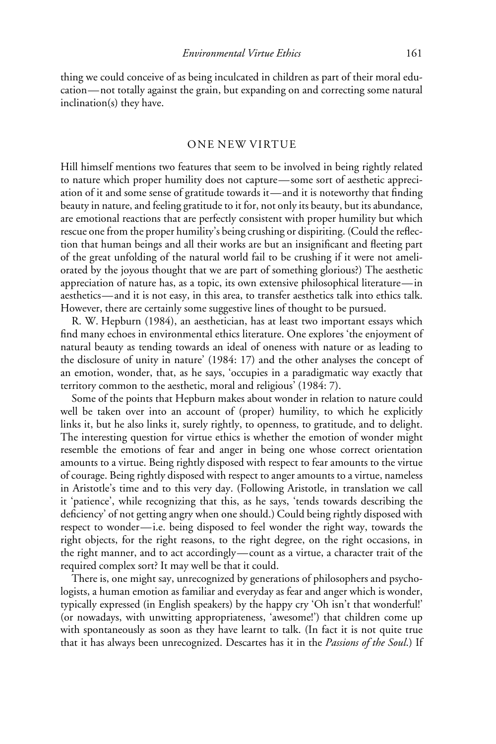thing we could conceive of as being inculcated in children as part of their moral education—not totally against the grain, but expanding on and correcting some natural inclination(s) they have.

## ONE NEW VIRTUE

Hill himself mentions two features that seem to be involved in being rightly related to nature which proper humility does not capture—some sort of aesthetic appreciation of it and some sense of gratitude towards it—and it is noteworthy that finding beauty in nature, and feeling gratitude to it for, not only its beauty, but its abundance, are emotional reactions that are perfectly consistent with proper humility but which rescue one from the proper humility's being crushing or dispiriting. (Could the reflection that human beings and all their works are but an insignificant and fleeting part of the great unfolding of the natural world fail to be crushing if it were not ameliorated by the joyous thought that we are part of something glorious?) The aesthetic appreciation of nature has, as a topic, its own extensive philosophical literature—in aesthetics—and it is not easy, in this area, to transfer aesthetics talk into ethics talk. However, there are certainly some suggestive lines of thought to be pursued.

R. W. Hepburn (1984), an aesthetician, has at least two important essays which find many echoes in environmental ethics literature. One explores 'the enjoyment of natural beauty as tending towards an ideal of oneness with nature or as leading to the disclosure of unity in nature' (1984: 17) and the other analyses the concept of an emotion, wonder, that, as he says, 'occupies in a paradigmatic way exactly that territory common to the aesthetic, moral and religious' (1984: 7).

Some of the points that Hepburn makes about wonder in relation to nature could well be taken over into an account of (proper) humility, to which he explicitly links it, but he also links it, surely rightly, to openness, to gratitude, and to delight. The interesting question for virtue ethics is whether the emotion of wonder might resemble the emotions of fear and anger in being one whose correct orientation amounts to a virtue. Being rightly disposed with respect to fear amounts to the virtue of courage. Being rightly disposed with respect to anger amounts to a virtue, nameless in Aristotle's time and to this very day. (Following Aristotle, in translation we call it 'patience', while recognizing that this, as he says, 'tends towards describing the deficiency' of not getting angry when one should.) Could being rightly disposed with respect to wonder—i.e. being disposed to feel wonder the right way, towards the right objects, for the right reasons, to the right degree, on the right occasions, in the right manner, and to act accordingly—count as a virtue, a character trait of the required complex sort? It may well be that it could.

There is, one might say, unrecognized by generations of philosophers and psychologists, a human emotion as familiar and everyday as fear and anger which is wonder, typically expressed (in English speakers) by the happy cry 'Oh isn't that wonderful!' (or nowadays, with unwitting appropriateness, 'awesome!') that children come up with spontaneously as soon as they have learnt to talk. (In fact it is not quite true that it has always been unrecognized. Descartes has it in the *Passions of the Soul*.) If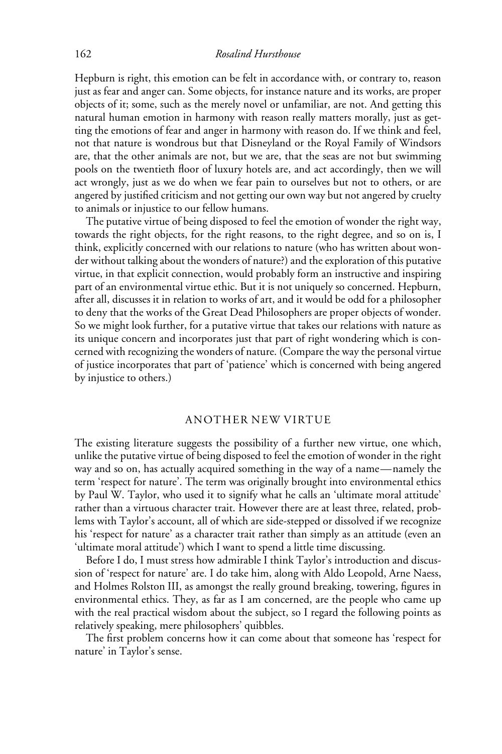Hepburn is right, this emotion can be felt in accordance with, or contrary to, reason just as fear and anger can. Some objects, for instance nature and its works, are proper objects of it; some, such as the merely novel or unfamiliar, are not. And getting this natural human emotion in harmony with reason really matters morally, just as getting the emotions of fear and anger in harmony with reason do. If we think and feel, not that nature is wondrous but that Disneyland or the Royal Family of Windsors are, that the other animals are not, but we are, that the seas are not but swimming pools on the twentieth floor of luxury hotels are, and act accordingly, then we will act wrongly, just as we do when we fear pain to ourselves but not to others, or are angered by justified criticism and not getting our own way but not angered by cruelty to animals or injustice to our fellow humans.

The putative virtue of being disposed to feel the emotion of wonder the right way, towards the right objects, for the right reasons, to the right degree, and so on is, I think, explicitly concerned with our relations to nature (who has written about wonder without talking about the wonders of nature?) and the exploration of this putative virtue, in that explicit connection, would probably form an instructive and inspiring part of an environmental virtue ethic. But it is not uniquely so concerned. Hepburn, after all, discusses it in relation to works of art, and it would be odd for a philosopher to deny that the works of the Great Dead Philosophers are proper objects of wonder. So we might look further, for a putative virtue that takes our relations with nature as its unique concern and incorporates just that part of right wondering which is concerned with recognizing the wonders of nature. (Compare the way the personal virtue of justice incorporates that part of 'patience' which is concerned with being angered by injustice to others.)

## ANOTHER NEW VIRTUE

The existing literature suggests the possibility of a further new virtue, one which, unlike the putative virtue of being disposed to feel the emotion of wonder in the right way and so on, has actually acquired something in the way of a name—namely the term 'respect for nature'. The term was originally brought into environmental ethics by Paul W. Taylor, who used it to signify what he calls an 'ultimate moral attitude' rather than a virtuous character trait. However there are at least three, related, problems with Taylor's account, all of which are side-stepped or dissolved if we recognize his 'respect for nature' as a character trait rather than simply as an attitude (even an 'ultimate moral attitude') which I want to spend a little time discussing.

Before I do, I must stress how admirable I think Taylor's introduction and discussion of 'respect for nature' are. I do take him, along with Aldo Leopold, Arne Naess, and Holmes Rolston III, as amongst the really ground breaking, towering, figures in environmental ethics. They, as far as I am concerned, are the people who came up with the real practical wisdom about the subject, so I regard the following points as relatively speaking, mere philosophers' quibbles.

The first problem concerns how it can come about that someone has 'respect for nature' in Taylor's sense.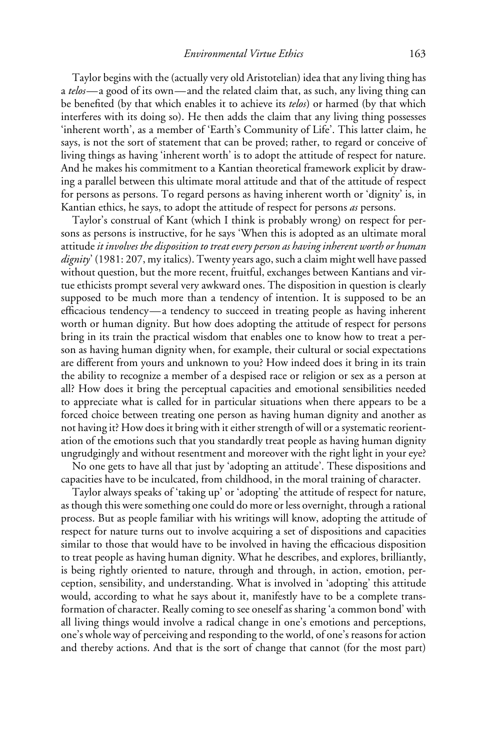Taylor begins with the (actually very old Aristotelian) idea that any living thing has a *telos*—a good of its own—and the related claim that, as such, any living thing can be benefited (by that which enables it to achieve its *telos*) or harmed (by that which interferes with its doing so). He then adds the claim that any living thing possesses 'inherent worth', as a member of 'Earth's Community of Life'. This latter claim, he says, is not the sort of statement that can be proved; rather, to regard or conceive of living things as having 'inherent worth' is to adopt the attitude of respect for nature. And he makes his commitment to a Kantian theoretical framework explicit by drawing a parallel between this ultimate moral attitude and that of the attitude of respect for persons as persons. To regard persons as having inherent worth or 'dignity' is, in Kantian ethics, he says, to adopt the attitude of respect for persons *as* persons.

Taylor's construal of Kant (which I think is probably wrong) on respect for persons as persons is instructive, for he says 'When this is adopted as an ultimate moral attitude *it involves the disposition to treat every person as having inherent worth or human dignity*' (1981: 207, my italics). Twenty years ago, such a claim might well have passed without question, but the more recent, fruitful, exchanges between Kantians and virtue ethicists prompt several very awkward ones. The disposition in question is clearly supposed to be much more than a tendency of intention. It is supposed to be an efficacious tendency—a tendency to succeed in treating people as having inherent worth or human dignity. But how does adopting the attitude of respect for persons bring in its train the practical wisdom that enables one to know how to treat a person as having human dignity when, for example, their cultural or social expectations are different from yours and unknown to you? How indeed does it bring in its train the ability to recognize a member of a despised race or religion or sex as a person at all? How does it bring the perceptual capacities and emotional sensibilities needed to appreciate what is called for in particular situations when there appears to be a forced choice between treating one person as having human dignity and another as not having it? How does it bring with it either strength of will or a systematic reorientation of the emotions such that you standardly treat people as having human dignity ungrudgingly and without resentment and moreover with the right light in your eye?

No one gets to have all that just by 'adopting an attitude'. These dispositions and capacities have to be inculcated, from childhood, in the moral training of character.

Taylor always speaks of 'taking up' or 'adopting' the attitude of respect for nature, as though this were something one could do more or less overnight, through a rational process. But as people familiar with his writings will know, adopting the attitude of respect for nature turns out to involve acquiring a set of dispositions and capacities similar to those that would have to be involved in having the efficacious disposition to treat people as having human dignity. What he describes, and explores, brilliantly, is being rightly oriented to nature, through and through, in action, emotion, perception, sensibility, and understanding. What is involved in 'adopting' this attitude would, according to what he says about it, manifestly have to be a complete transformation of character. Really coming to see oneself as sharing 'a common bond' with all living things would involve a radical change in one's emotions and perceptions, one's whole way of perceiving and responding to the world, of one's reasons for action and thereby actions. And that is the sort of change that cannot (for the most part)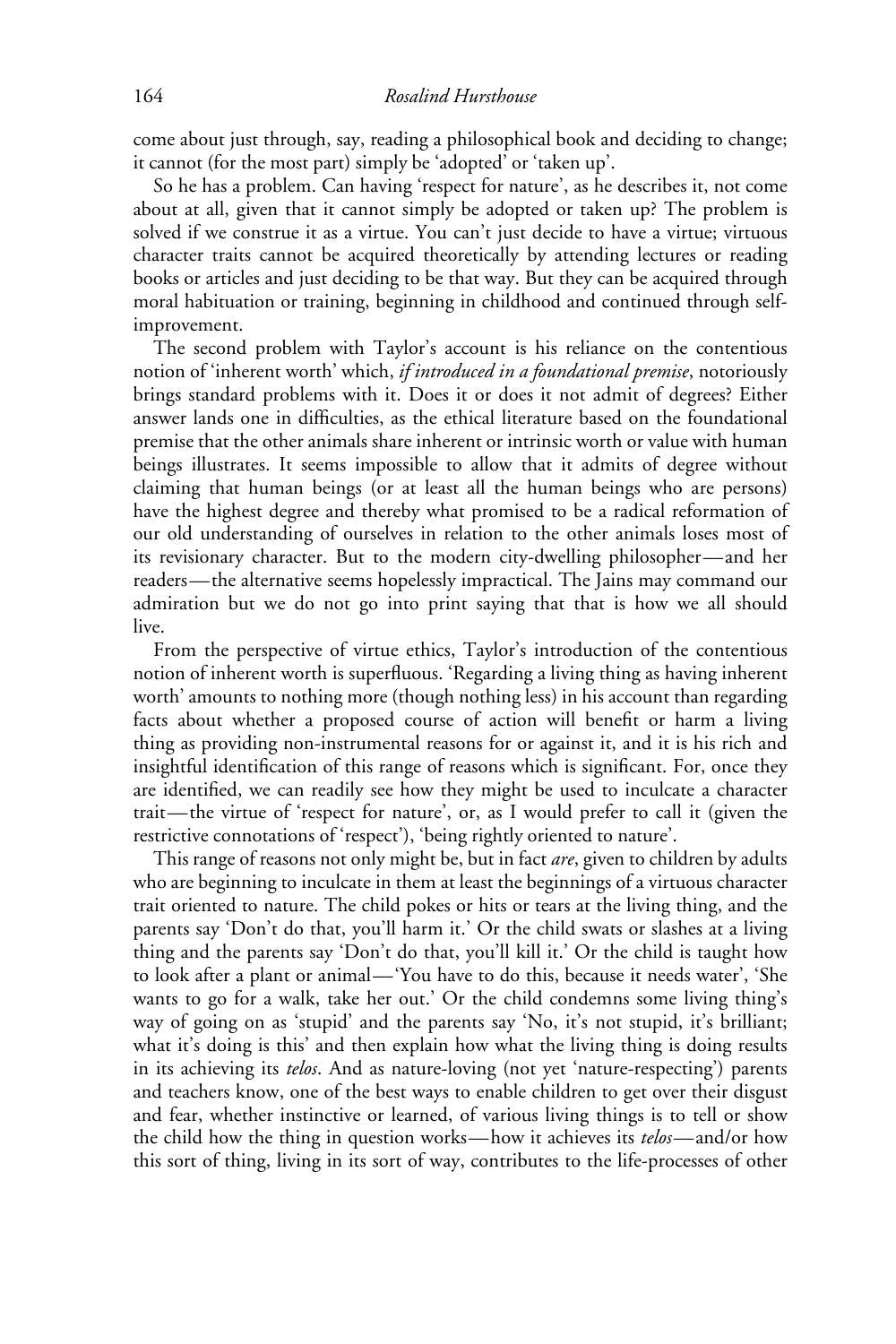come about just through, say, reading a philosophical book and deciding to change; it cannot (for the most part) simply be 'adopted' or 'taken up'.

So he has a problem. Can having 'respect for nature', as he describes it, not come about at all, given that it cannot simply be adopted or taken up? The problem is solved if we construe it as a virtue. You can't just decide to have a virtue; virtuous character traits cannot be acquired theoretically by attending lectures or reading books or articles and just deciding to be that way. But they can be acquired through moral habituation or training, beginning in childhood and continued through self-improvement.

The second problem with Taylor's account is his reliance on the contentious notion of 'inherent worth' which, *if introduced in a foundational premise*, notoriously brings standard problems with it. Does it or does it not admit of degrees? Either answer lands one in difficulties, as the ethical literature based on the foundational premise that the other animals share inherent or intrinsic worth or value with human beings illustrates. It seems impossible to allow that it admits of degree without claiming that human beings (or at least all the human beings who are persons) have the highest degree and thereby what promised to be a radical reformation of our old understanding of ourselves in relation to the other animals loses most of its revisionary character. But to the modern city-dwelling philosopher—and her readers—the alternative seems hopelessly impractical. The Jains may command our admiration but we do not go into print saying that that is how we all should live.

From the perspective of virtue ethics, Taylor's introduction of the contentious notion of inherent worth is superfluous. 'Regarding a living thing as having inherent worth' amounts to nothing more (though nothing less) in his account than regarding facts about whether a proposed course of action will benefit or harm a living thing as providing non-instrumental reasons for or against it, and it is his rich and insightful identification of this range of reasons which is significant. For, once they are identified, we can readily see how they might be used to inculcate a character trait—the virtue of 'respect for nature', or, as I would prefer to call it (given the restrictive connotations of 'respect'), 'being rightly oriented to nature'.

This range of reasons not only might be, but in fact *are*, given to children by adults who are beginning to inculcate in them at least the beginnings of a virtuous character trait oriented to nature. The child pokes or hits or tears at the living thing, and the parents say 'Don't do that, you'll harm it.' Or the child swats or slashes at a living thing and the parents say 'Don't do that, you'll kill it.' Or the child is taught how to look after a plant or animal—'You have to do this, because it needs water', 'She wants to go for a walk, take her out.' Or the child condemns some living thing's way of going on as 'stupid' and the parents say 'No, it's not stupid, it's brilliant; what it's doing is this' and then explain how what the living thing is doing results in its achieving its *telos*. And as nature-loving (not yet 'nature-respecting') parents and teachers know, one of the best ways to enable children to get over their disgust and fear, whether instinctive or learned, of various living things is to tell or show the child how the thing in question works—how it achieves its *telos*—and/or how this sort of thing, living in its sort of way, contributes to the life-processes of other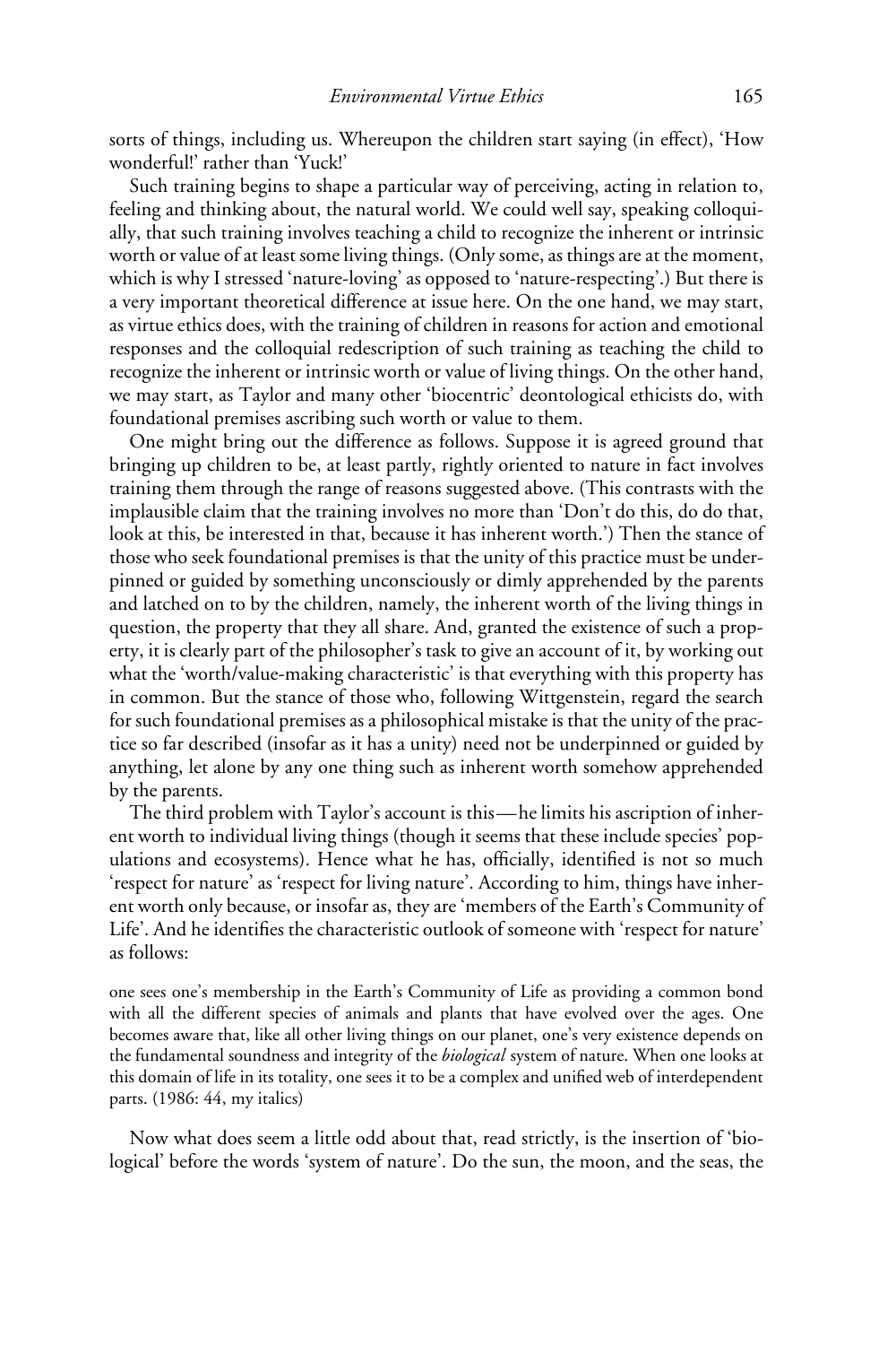sorts of things, including us. Whereupon the children start saying (in effect), 'How wonderful!' rather than 'Yuck!'

Such training begins to shape a particular way of perceiving, acting in relation to, feeling and thinking about, the natural world. We could well say, speaking colloquially, that such training involves teaching a child to recognize the inherent or intrinsic worth or value of at least some living things. (Only some, as things are at the moment, which is why I stressed 'nature-loving' as opposed to 'nature-respecting'.) But there is a very important theoretical difference at issue here. On the one hand, we may start, as virtue ethics does, with the training of children in reasons for action and emotional responses and the colloquial redescription of such training as teaching the child to recognize the inherent or intrinsic worth or value of living things. On the other hand, we may start, as Taylor and many other 'biocentric' deontological ethicists do, with foundational premises ascribing such worth or value to them.

One might bring out the difference as follows. Suppose it is agreed ground that bringing up children to be, at least partly, rightly oriented to nature in fact involves training them through the range of reasons suggested above. (This contrasts with the implausible claim that the training involves no more than 'Don't do this, do do that, look at this, be interested in that, because it has inherent worth.') Then the stance of those who seek foundational premises is that the unity of this practice must be underpinned or guided by something unconsciously or dimly apprehended by the parents and latched on to by the children, namely, the inherent worth of the living things in question, the property that they all share. And, granted the existence of such a property, it is clearly part of the philosopher's task to give an account of it, by working out what the 'worth/value-making characteristic' is that everything with this property has in common. But the stance of those who, following Wittgenstein, regard the search for such foundational premises as a philosophical mistake is that the unity of the practice so far described (insofar as it has a unity) need not be underpinned or guided by anything, let alone by any one thing such as inherent worth somehow apprehended by the parents.

The third problem with Taylor's account is this—he limits his ascription of inherent worth to individual living things (though it seems that these include species' populations and ecosystems). Hence what he has, officially, identified is not so much 'respect for nature' as 'respect for living nature'. According to him, things have inherent worth only because, or insofar as, they are 'members of the Earth's Community of Life'. And he identifies the characteristic outlook of someone with 'respect for nature' as follows:

> one sees one's membership in the Earth's Community of Life as providing a common bond with all the different species of animals and plants that have evolved over the ages. One becomes aware that, like all other living things on our planet, one's very existence depends on the fundamental soundness and integrity of the *biological* system of nature. When one looks at this domain of life in its totality, one sees it to be a complex and unified web of interdependent parts. (1986: 44, my italics)

Now what does seem a little odd about that, read strictly, is the insertion of 'biological' before the words 'system of nature'. Do the sun, the moon, and the seas, the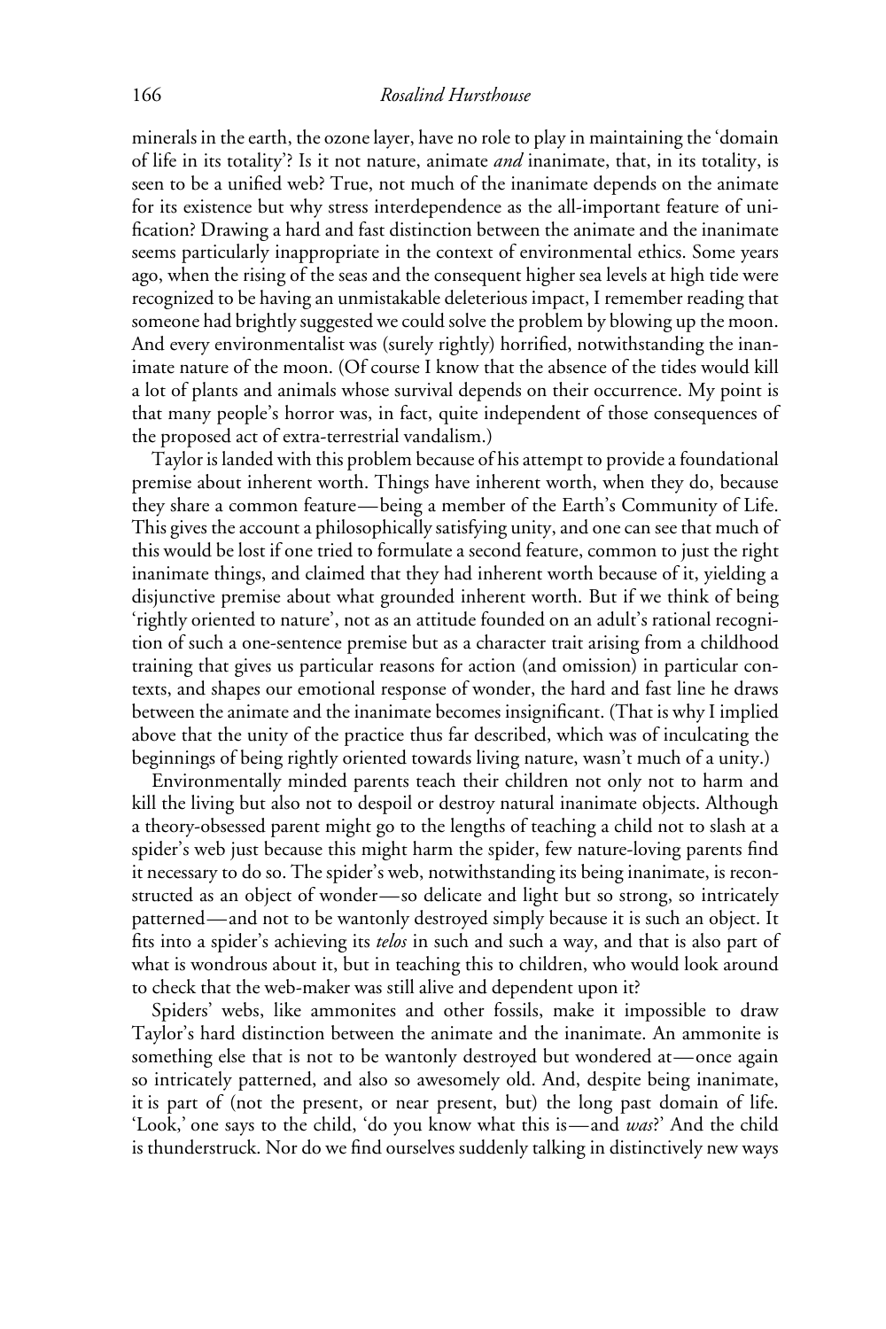minerals in the earth, the ozone layer, have no role to play in maintaining the 'domain of life in its totality'? Is it not nature, animate *and* inanimate, that, in its totality, is seen to be a unified web? True, not much of the inanimate depends on the animate for its existence but why stress interdependence as the all-important feature of unification? Drawing a hard and fast distinction between the animate and the inanimate seems particularly inappropriate in the context of environmental ethics. Some years ago, when the rising of the seas and the consequent higher sea levels at high tide were recognized to be having an unmistakable deleterious impact, I remember reading that someone had brightly suggested we could solve the problem by blowing up the moon. And every environmentalist was (surely rightly) horrified, notwithstanding the inanimate nature of the moon. (Of course I know that the absence of the tides would kill a lot of plants and animals whose survival depends on their occurrence. My point is that many people's horror was, in fact, quite independent of those consequences of the proposed act of extra-terrestrial vandalism.)

Taylor is landed with this problem because of his attempt to provide a foundational premise about inherent worth. Things have inherent worth, when they do, because they share a common feature—being a member of the Earth's Community of Life. This gives the account a philosophically satisfying unity, and one can see that much of this would be lost if one tried to formulate a second feature, common to just the right inanimate things, and claimed that they had inherent worth because of it, yielding a disjunctive premise about what grounded inherent worth. But if we think of being 'rightly oriented to nature', not as an attitude founded on an adult's rational recognition of such a one-sentence premise but as a character trait arising from a childhood training that gives us particular reasons for action (and omission) in particular contexts, and shapes our emotional response of wonder, the hard and fast line he draws between the animate and the inanimate becomes insignificant. (That is why I implied above that the unity of the practice thus far described, which was of inculcating the beginnings of being rightly oriented towards living nature, wasn't much of a unity.)

Environmentally minded parents teach their children not only not to harm and kill the living but also not to despoil or destroy natural inanimate objects. Although a theory-obsessed parent might go to the lengths of teaching a child not to slash at a spider's web just because this might harm the spider, few nature-loving parents find it necessary to do so. The spider's web, notwithstanding its being inanimate, is reconstructed as an object of wonder—so delicate and light but so strong, so intricately patterned—and not to be wantonly destroyed simply because it is such an object. It fits into a spider's achieving its *telos* in such and such a way, and that is also part of what is wondrous about it, but in teaching this to children, who would look around to check that the web-maker was still alive and dependent upon it?

Spiders' webs, like ammonites and other fossils, make it impossible to draw Taylor's hard distinction between the animate and the inanimate. An ammonite is something else that is not to be wantonly destroyed but wondered at—once again so intricately patterned, and also so awesomely old. And, despite being inanimate, it is part of (not the present, or near present, but) the long past domain of life. 'Look,' one says to the child, 'do you know what this is—and *was*?' And the child is thunderstruck. Nor do we find ourselves suddenly talking in distinctively new ways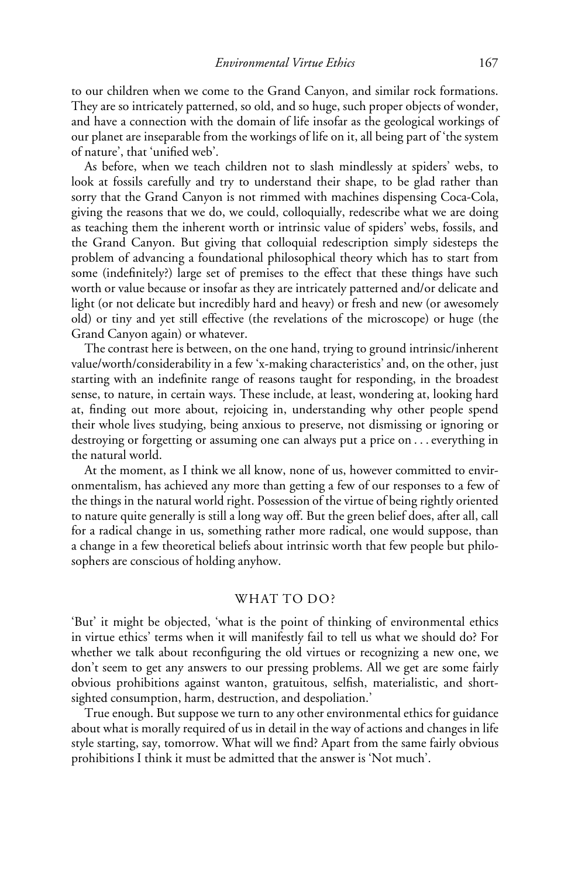to our children when we come to the Grand Canyon, and similar rock formations. They are so intricately patterned, so old, and so huge, such proper objects of wonder, and have a connection with the domain of life insofar as the geological workings of our planet are inseparable from the workings of life on it, all being part of 'the system of nature', that 'unified web'.

As before, when we teach children not to slash mindlessly at spiders' webs, to look at fossils carefully and try to understand their shape, to be glad rather than sorry that the Grand Canyon is not rimmed with machines dispensing Coca-Cola, giving the reasons that we do, we could, colloquially, redescribe what we are doing as teaching them the inherent worth or intrinsic value of spiders' webs, fossils, and the Grand Canyon. But giving that colloquial redescription simply sidesteps the problem of advancing a foundational philosophical theory which has to start from some (indefinitely?) large set of premises to the effect that these things have such worth or value because or insofar as they are intricately patterned and/or delicate and light (or not delicate but incredibly hard and heavy) or fresh and new (or awesomely old) or tiny and yet still effective (the revelations of the microscope) or huge (the Grand Canyon again) or whatever.

The contrast here is between, on the one hand, trying to ground intrinsic/inherent value/worth/considerability in a few 'x-making characteristics' and, on the other, just starting with an indefinite range of reasons taught for responding, in the broadest sense, to nature, in certain ways. These include, at least, wondering at, looking hard at, finding out more about, rejoicing in, understanding why other people spend their whole lives studying, being anxious to preserve, not dismissing or ignoring or destroying or forgetting or assuming one can always put a price on . . . everything in the natural world.

At the moment, as I think we all know, none of us, however committed to environmentalism, has achieved any more than getting a few of our responses to a few of the things in the natural world right. Possession of the virtue of being rightly oriented to nature quite generally is still a long way off. But the green belief does, after all, call for a radical change in us, something rather more radical, one would suppose, than a change in a few theoretical beliefs about intrinsic worth that few people but philosophers are conscious of holding anyhow.

## WHAT TO DO?

'But' it might be objected, 'what is the point of thinking of environmental ethics in virtue ethics' terms when it will manifestly fail to tell us what we should do? For whether we talk about reconfiguring the old virtues or recognizing a new one, we don't seem to get any answers to our pressing problems. All we get are some fairly obvious prohibitions against wanton, gratuitous, selfish, materialistic, and short-sighted consumption, harm, destruction, and despoliation.'

True enough. But suppose we turn to any other environmental ethics for guidance about what is morally required of us in detail in the way of actions and changes in life style starting, say, tomorrow. What will we find? Apart from the same fairly obvious prohibitions I think it must be admitted that the answer is 'Not much'.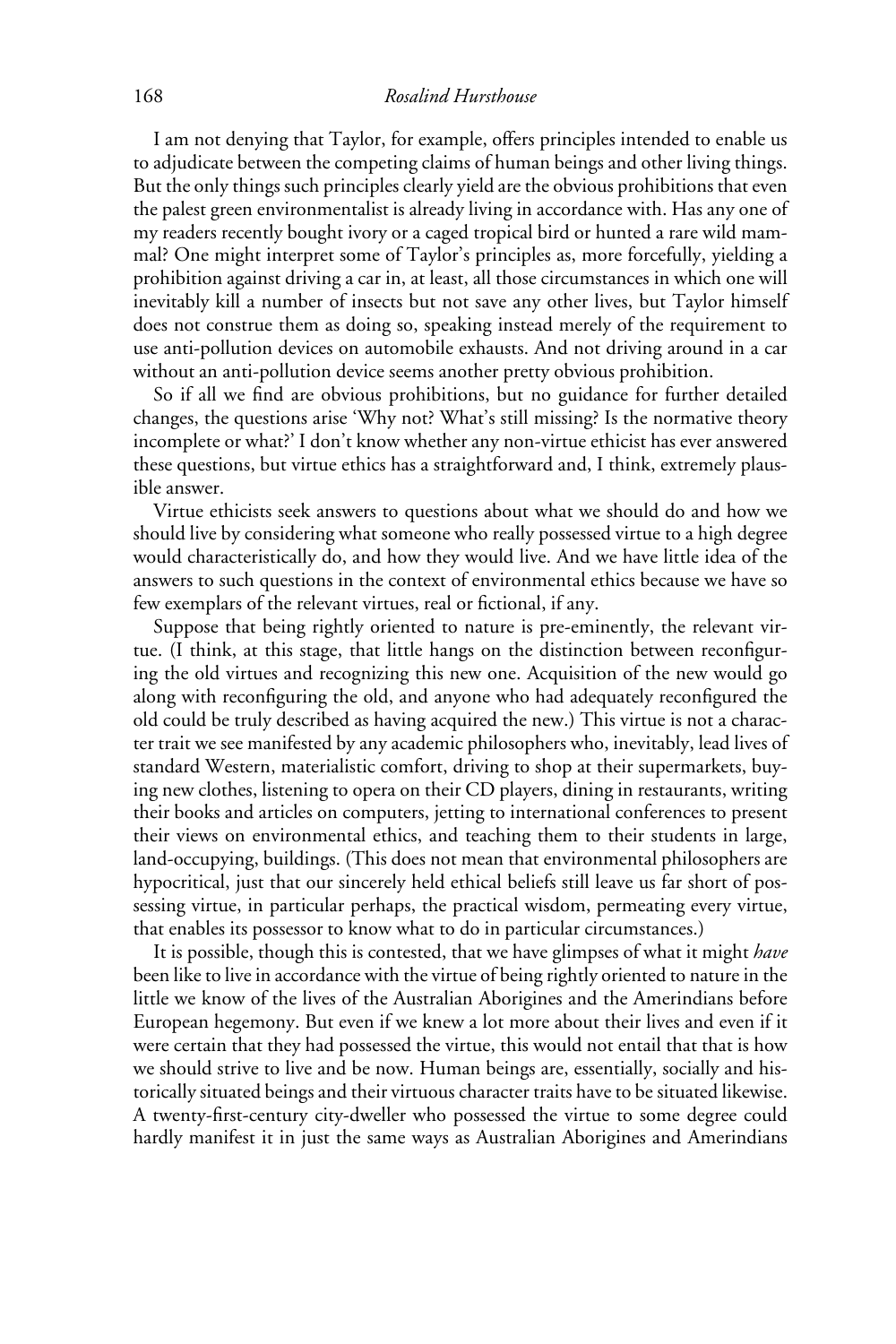I am not denying that Taylor, for example, offers principles intended to enable us to adjudicate between the competing claims of human beings and other living things. But the only things such principles clearly yield are the obvious prohibitions that even the palest green environmentalist is already living in accordance with. Has any one of my readers recently bought ivory or a caged tropical bird or hunted a rare wild mammal? One might interpret some of Taylor's principles as, more forcefully, yielding a prohibition against driving a car in, at least, all those circumstances in which one will inevitably kill a number of insects but not save any other lives, but Taylor himself does not construe them as doing so, speaking instead merely of the requirement to use anti-pollution devices on automobile exhausts. And not driving around in a car without an anti-pollution device seems another pretty obvious prohibition.

So if all we find are obvious prohibitions, but no guidance for further detailed changes, the questions arise 'Why not? What's still missing? Is the normative theory incomplete or what?' I don't know whether any non-virtue ethicist has ever answered these questions, but virtue ethics has a straightforward and, I think, extremely plausible answer.

Virtue ethicists seek answers to questions about what we should do and how we should live by considering what someone who really possessed virtue to a high degree would characteristically do, and how they would live. And we have little idea of the answers to such questions in the context of environmental ethics because we have so few exemplars of the relevant virtues, real or fictional, if any.

Suppose that being rightly oriented to nature is pre-eminently, the relevant virtue. (I think, at this stage, that little hangs on the distinction between reconfiguring the old virtues and recognizing this new one. Acquisition of the new would go along with reconfiguring the old, and anyone who had adequately reconfigured the old could be truly described as having acquired the new.) This virtue is not a character trait we see manifested by any academic philosophers who, inevitably, lead lives of standard Western, materialistic comfort, driving to shop at their supermarkets, buying new clothes, listening to opera on their CD players, dining in restaurants, writing their books and articles on computers, jetting to international conferences to present their views on environmental ethics, and teaching them to their students in large, land-occupying, buildings. (This does not mean that environmental philosophers are hypocritical, just that our sincerely held ethical beliefs still leave us far short of possessing virtue, in particular perhaps, the practical wisdom, permeating every virtue, that enables its possessor to know what to do in particular circumstances.)

It is possible, though this is contested, that we have glimpses of what it might *have* been like to live in accordance with the virtue of being rightly oriented to nature in the little we know of the lives of the Australian Aborigines and the Amerindians before European hegemony. But even if we knew a lot more about their lives and even if it were certain that they had possessed the virtue, this would not entail that that is how we should strive to live and be now. Human beings are, essentially, socially and historically situated beings and their virtuous character traits have to be situated likewise. A twenty-first-century city-dweller who possessed the virtue to some degree could hardly manifest it in just the same ways as Australian Aborigines and Amerindians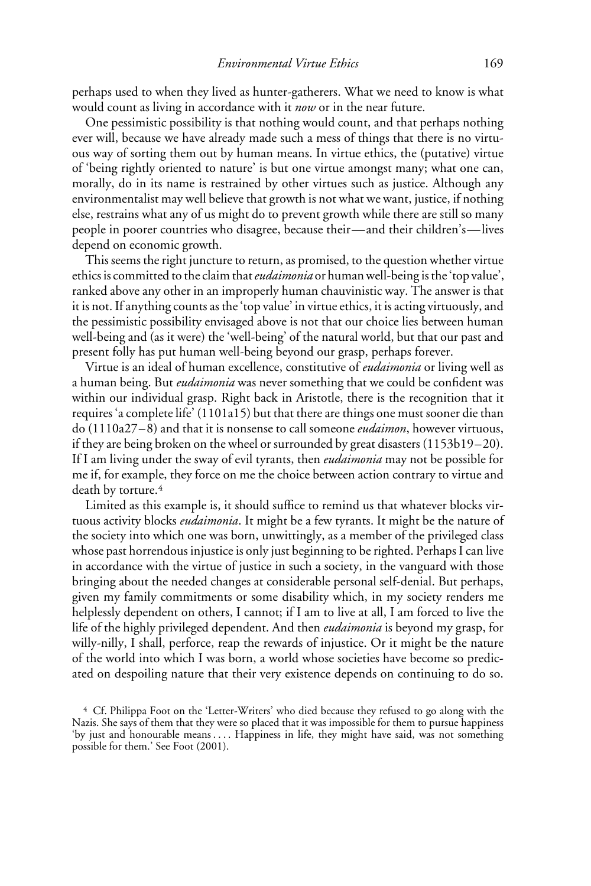perhaps used to when they lived as hunter-gatherers. What we need to know is what would count as living in accordance with it *now* or in the near future.

One pessimistic possibility is that nothing would count, and that perhaps nothing ever will, because we have already made such a mess of things that there is no virtuous way of sorting them out by human means. In virtue ethics, the (putative) virtue of 'being rightly oriented to nature' is but one virtue amongst many; what one can, morally, do in its name is restrained by other virtues such as justice. Although any environmentalist may well believe that growth is not what we want, justice, if nothing else, restrains what any of us might do to prevent growth while there are still so many people in poorer countries who disagree, because their—and their children's—lives depend on economic growth.

This seems the right juncture to return, as promised, to the question whether virtue ethics is committed to the claim that *eudaimonia* or human well-being is the 'top value', ranked above any other in an improperly human chauvinistic way. The answer is that it is not. If anything counts as the 'top value' in virtue ethics, it is acting virtuously, and the pessimistic possibility envisaged above is not that our choice lies between human well-being and (as it were) the 'well-being' of the natural world, but that our past and present folly has put human well-being beyond our grasp, perhaps forever.

Virtue is an ideal of human excellence, constitutive of *eudaimonia* or living well as a human being. But *eudaimonia* was never something that we could be confident was within our individual grasp. Right back in Aristotle, there is the recognition that it requires 'a complete life' (1101a15) but that there are things one must sooner die than do (1110a27–8) and that it is nonsense to call someone *eudaimon*, however virtuous, if they are being broken on the wheel or surrounded by great disasters (1153b19–20). If I am living under the sway of evil tyrants, then *eudaimonia* may not be possible for me if, for example, they force on me the choice between action contrary to virtue and death by torture.[4]

Limited as this example is, it should suffice to remind us that whatever blocks virtuous activity blocks *eudaimonia*. It might be a few tyrants. It might be the nature of the society into which one was born, unwittingly, as a member of the privileged class whose past horrendous injustice is only just beginning to be righted. Perhaps I can live in accordance with the virtue of justice in such a society, in the vanguard with those bringing about the needed changes at considerable personal self-denial. But perhaps, given my family commitments or some disability which, in my society renders me helplessly dependent on others, I cannot; if I am to live at all, I am forced to live the life of the highly privileged dependent. And then *eudaimonia* is beyond my grasp, for willy-nilly, I shall, perforce, reap the rewards of injustice. Or it might be the nature of the world into which I was born, a world whose societies have become so predicated on despoiling nature that their very existence depends on continuing to do so.

[4] Cf. Philippa Foot on the 'Letter-Writers' who died because they refused to go along with the Nazis. She says of them that they were so placed that it was impossible for them to pursue happiness 'by just and honourable means .... Happiness in life, they might have said, was not something possible for them.' See Foot (2001).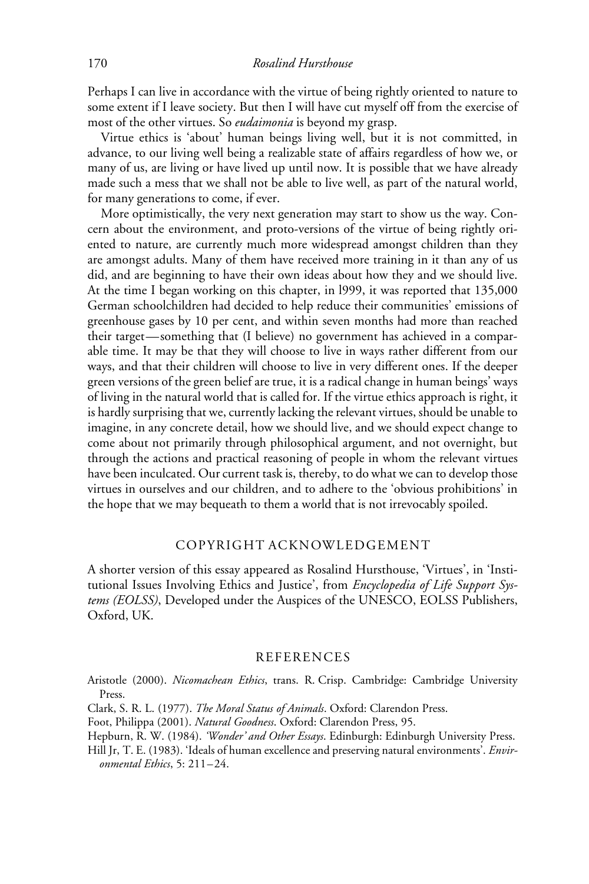Perhaps I can live in accordance with the virtue of being rightly oriented to nature to some extent if I leave society. But then I will have cut myself off from the exercise of most of the other virtues. So *eudaimonia* is beyond my grasp.

Virtue ethics is 'about' human beings living well, but it is not committed, in advance, to our living well being a realizable state of affairs regardless of how we, or many of us, are living or have lived up until now. It is possible that we have already made such a mess that we shall not be able to live well, as part of the natural world, for many generations to come, if ever.

More optimistically, the very next generation may start to show us the way. Concern about the environment, and proto-versions of the virtue of being rightly oriented to nature, are currently much more widespread amongst children than they are amongst adults. Many of them have received more training in it than any of us did, and are beginning to have their own ideas about how they and we should live. At the time I began working on this chapter, in l999, it was reported that 135,000 German schoolchildren had decided to help reduce their communities' emissions of greenhouse gases by 10 per cent, and within seven months had more than reached their target—something that (I believe) no government has achieved in a comparable time. It may be that they will choose to live in ways rather different from our ways, and that their children will choose to live in very different ones. If the deeper green versions of the green belief are true, it is a radical change in human beings' ways of living in the natural world that is called for. If the virtue ethics approach is right, it is hardly surprising that we, currently lacking the relevant virtues, should be unable to imagine, in any concrete detail, how we should live, and we should expect change to come about not primarily through philosophical argument, and not overnight, but through the actions and practical reasoning of people in whom the relevant virtues have been inculcated. Our current task is, thereby, to do what we can to develop those virtues in ourselves and our children, and to adhere to the 'obvious prohibitions' in the hope that we may bequeath to them a world that is not irrevocably spoiled.

## COPYRIGHT ACKNOWLEDGEMENT

A shorter version of this essay appeared as Rosalind Hursthouse, 'Virtues', in 'Institutional Issues Involving Ethics and Justice', from *Encyclopedia of Life Support Systems (EOLSS)*, Developed under the Auspices of the UNESCO, EOLSS Publishers, Oxford, UK.

## REFERENCES

Aristotle (2000). *Nicomachean Ethics*, trans. R. Crisp. Cambridge: Cambridge University Press.

Clark, S. R. L. (1977). *The Moral Status of Animals*. Oxford: Clarendon Press.

Foot, Philippa (2001). *Natural Goodness*. Oxford: Clarendon Press, 95.

Hepburn, R. W. (1984). *'Wonder' and Other Essays*. Edinburgh: Edinburgh University Press.

Hill Jr, T. E. (1983). 'Ideals of human excellence and preserving natural environments'. *Environmental Ethics*, 5: 211–24.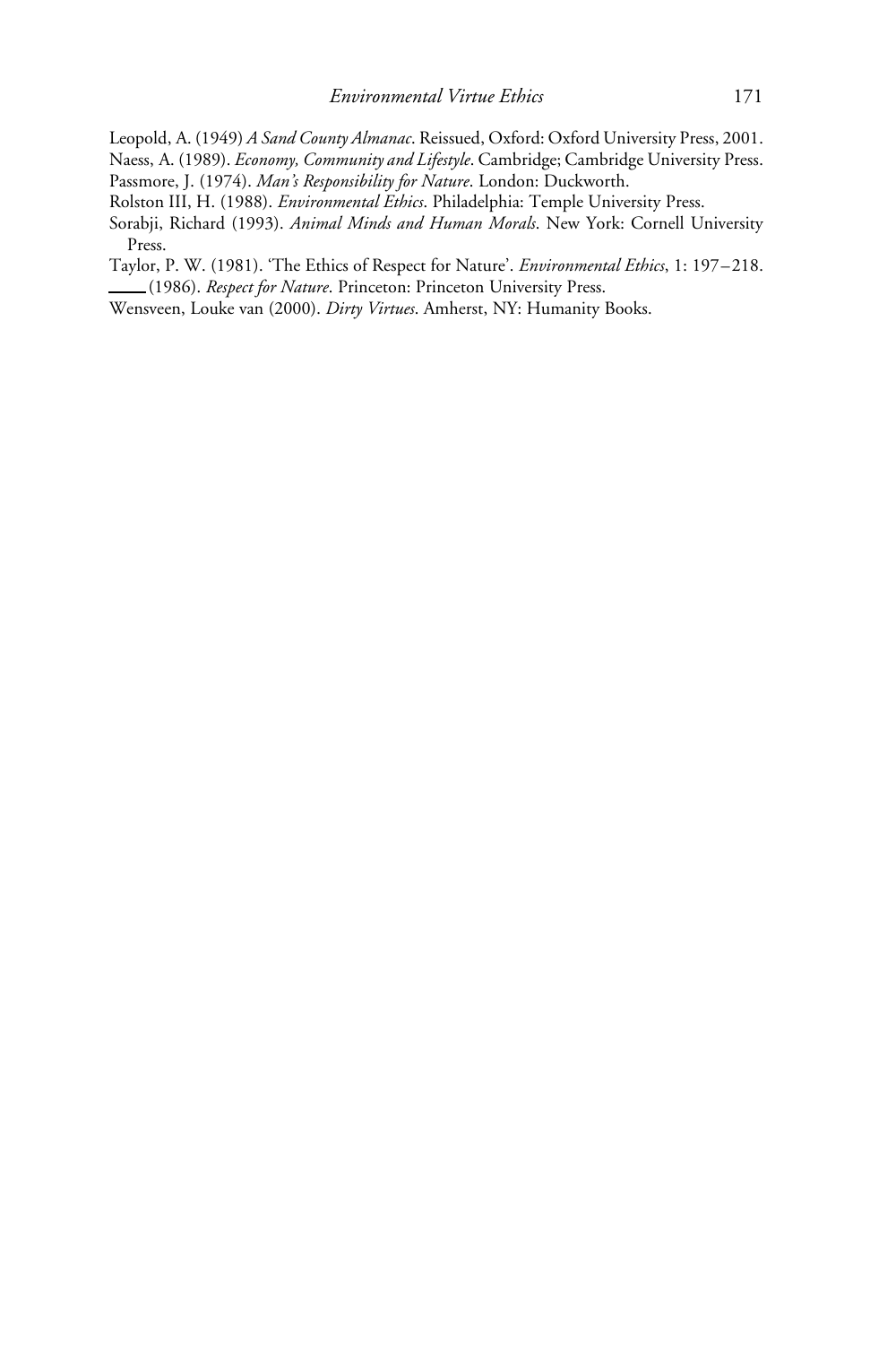Leopold, A. (1949) *A Sand County Almanac*. Reissued, Oxford: Oxford University Press, 2001.

Naess, A. (1989). *Economy, Community and Lifestyle*. Cambridge; Cambridge University Press.

Passmore, J. (1974). *Man's Responsibility for Nature*. London: Duckworth.

Rolston III, H. (1988). *Environmental Ethics*. Philadelphia: Temple University Press.

Sorabji, Richard (1993). *Animal Minds and Human Morals*. New York: Cornell University Press.

Taylor, P. W. (1981). 'The Ethics of Respect for Nature'. *Environmental Ethics*, 1: 197–218.

\_\_\_\_ (1986). *Respect for Nature*. Princeton: Princeton University Press.

Wensveen, Louke van (2000). *Dirty Virtues*. Amherst, NY: Humanity Books.